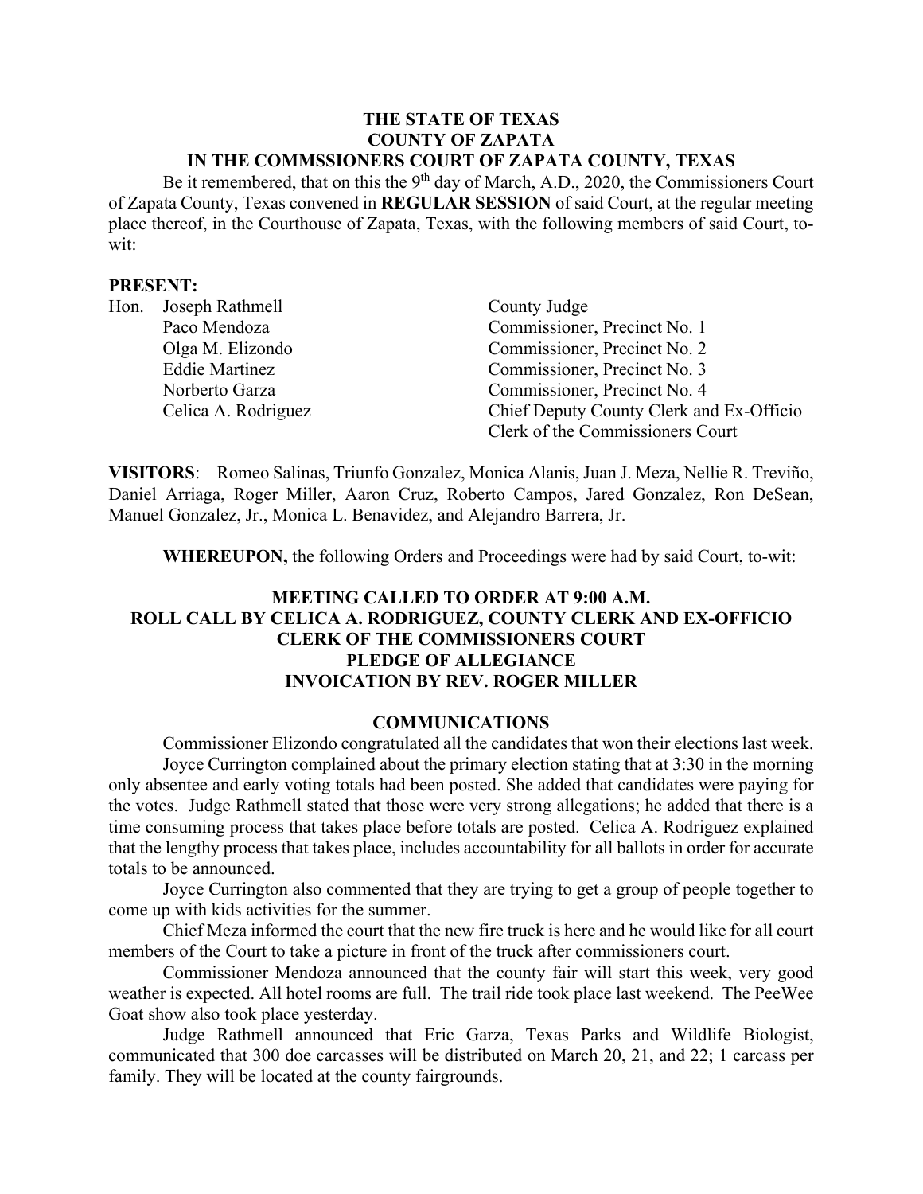**THE STATE OF TEXAS**
**COUNTY OF ZAPATA**
**IN THE COMMSSIONERS COURT OF ZAPATA COUNTY, TEXAS**

Be it remembered, that on this the 9th day of March, A.D., 2020, the Commissioners Court of Zapata County, Texas convened in **REGULAR SESSION** of said Court, at the regular meeting place thereof, in the Courthouse of Zapata, Texas, with the following members of said Court, to-wit:

**PRESENT:**

| | | |
|---|---|---|
| Hon. | Joseph Rathmell | County Judge |
| | Paco Mendoza | Commissioner, Precinct No. 1 |
| | Olga M. Elizondo | Commissioner, Precinct No. 2 |
| | Eddie Martinez | Commissioner, Precinct No. 3 |
| | Norberto Garza | Commissioner, Precinct No. 4 |
| | Celica A. Rodriguez | Chief Deputy County Clerk and Ex-Officio Clerk of the Commissioners Court |

**VISITORS**: Romeo Salinas, Triunfo Gonzalez, Monica Alanis, Juan J. Meza, Nellie R. Treviño, Daniel Arriaga, Roger Miller, Aaron Cruz, Roberto Campos, Jared Gonzalez, Ron DeSean, Manuel Gonzalez, Jr., Monica L. Benavidez, and Alejandro Barrera, Jr.

**WHEREUPON,** the following Orders and Proceedings were had by said Court, to-wit:

**MEETING CALLED TO ORDER AT 9:00 A.M.**
**ROLL CALL BY CELICA A. RODRIGUEZ, COUNTY CLERK AND EX-OFFICIO CLERK OF THE COMMISSIONERS COURT**
**PLEDGE OF ALLEGIANCE**
**INVOCATION BY REV. ROGER MILLER**

**COMMUNICATIONS**

Commissioner Elizondo congratulated all the candidates that won their elections last week.

Joyce Currington complained about the primary election stating that at 3:30 in the morning only absentee and early voting totals had been posted. She added that candidates were paying for the votes. Judge Rathmell stated that those were very strong allegations; he added that there is a time consuming process that takes place before totals are posted. Celica A. Rodriguez explained that the lengthy process that takes place, includes accountability for all ballots in order for accurate totals to be announced.

Joyce Currington also commented that they are trying to get a group of people together to come up with kids activities for the summer.

Chief Meza informed the court that the new fire truck is here and he would like for all court members of the Court to take a picture in front of the truck after commissioners court.

Commissioner Mendoza announced that the county fair will start this week, very good weather is expected. All hotel rooms are full. The trail ride took place last weekend. The PeeWee Goat show also took place yesterday.

Judge Rathmell announced that Eric Garza, Texas Parks and Wildlife Biologist, communicated that 300 doe carcasses will be distributed on March 20, 21, and 22; 1 carcass per family. They will be located at the county fairgrounds.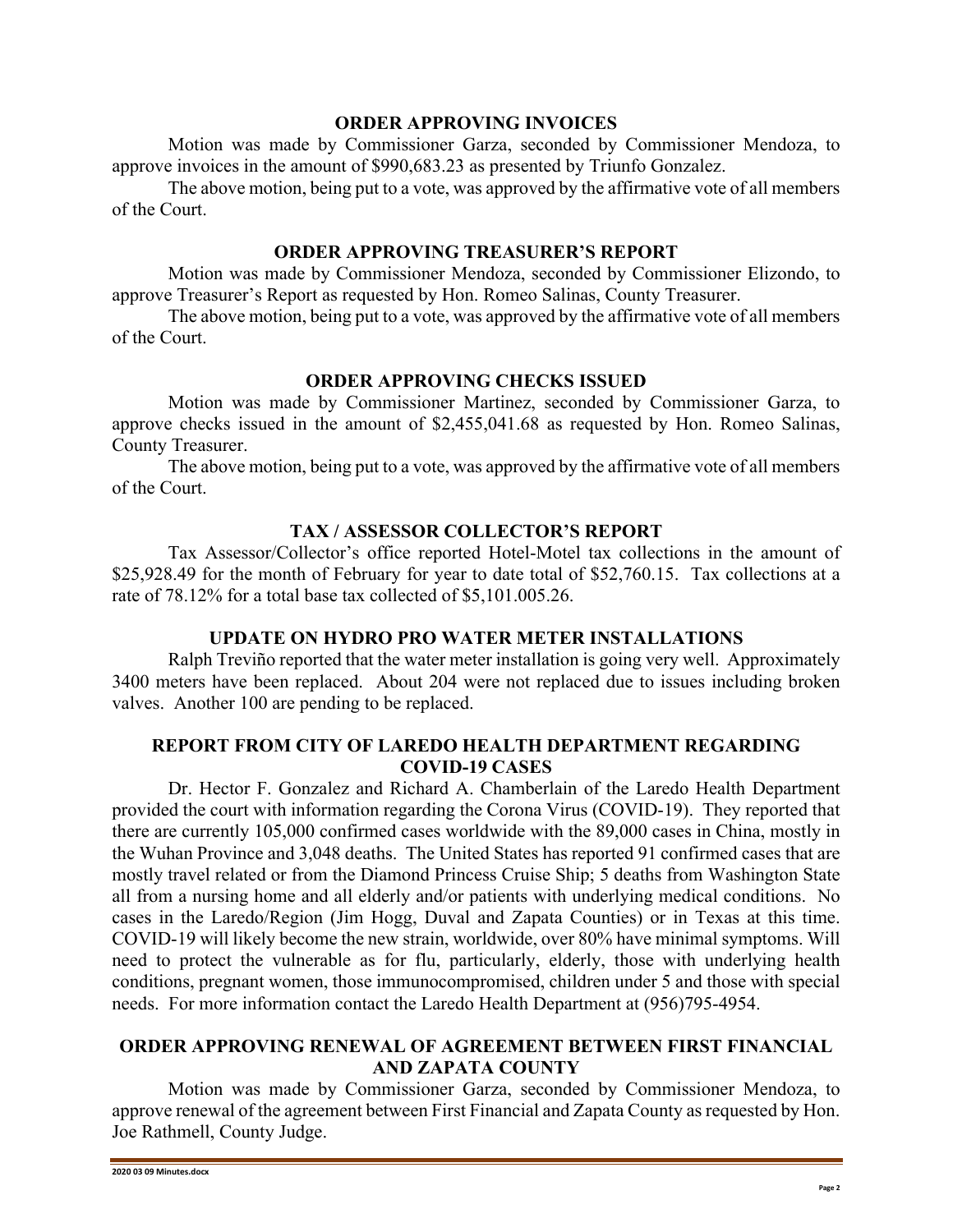## ORDER APPROVING INVOICES

Motion was made by Commissioner Garza, seconded by Commissioner Mendoza, to approve invoices in the amount of $990,683.23 as presented by Triunfo Gonzalez.

The above motion, being put to a vote, was approved by the affirmative vote of all members of the Court.

## ORDER APPROVING TREASURER'S REPORT

Motion was made by Commissioner Mendoza, seconded by Commissioner Elizondo, to approve Treasurer's Report as requested by Hon. Romeo Salinas, County Treasurer.

The above motion, being put to a vote, was approved by the affirmative vote of all members of the Court.

## ORDER APPROVING CHECKS ISSUED

Motion was made by Commissioner Martinez, seconded by Commissioner Garza, to approve checks issued in the amount of $2,455,041.68 as requested by Hon. Romeo Salinas, County Treasurer.

The above motion, being put to a vote, was approved by the affirmative vote of all members of the Court.

## TAX / ASSESSOR COLLECTOR'S REPORT

Tax Assessor/Collector's office reported Hotel-Motel tax collections in the amount of $25,928.49 for the month of February for year to date total of $52,760.15. Tax collections at a rate of 78.12% for a total base tax collected of $5,101.005.26.

## UPDATE ON HYDRO PRO WATER METER INSTALLATIONS

Ralph Treviño reported that the water meter installation is going very well. Approximately 3400 meters have been replaced. About 204 were not replaced due to issues including broken valves. Another 100 are pending to be replaced.

## REPORT FROM CITY OF LAREDO HEALTH DEPARTMENT REGARDING COVID-19 CASES

Dr. Hector F. Gonzalez and Richard A. Chamberlain of the Laredo Health Department provided the court with information regarding the Corona Virus (COVID-19). They reported that there are currently 105,000 confirmed cases worldwide with the 89,000 cases in China, mostly in the Wuhan Province and 3,048 deaths. The United States has reported 91 confirmed cases that are mostly travel related or from the Diamond Princess Cruise Ship; 5 deaths from Washington State all from a nursing home and all elderly and/or patients with underlying medical conditions. No cases in the Laredo/Region (Jim Hogg, Duval and Zapata Counties) or in Texas at this time. COVID-19 will likely become the new strain, worldwide, over 80% have minimal symptoms. Will need to protect the vulnerable as for flu, particularly, elderly, those with underlying health conditions, pregnant women, those immunocompromised, children under 5 and those with special needs. For more information contact the Laredo Health Department at (956)795-4954.

## ORDER APPROVING RENEWAL OF AGREEMENT BETWEEN FIRST FINANCIAL AND ZAPATA COUNTY

Motion was made by Commissioner Garza, seconded by Commissioner Mendoza, to approve renewal of the agreement between First Financial and Zapata County as requested by Hon. Joe Rathmell, County Judge.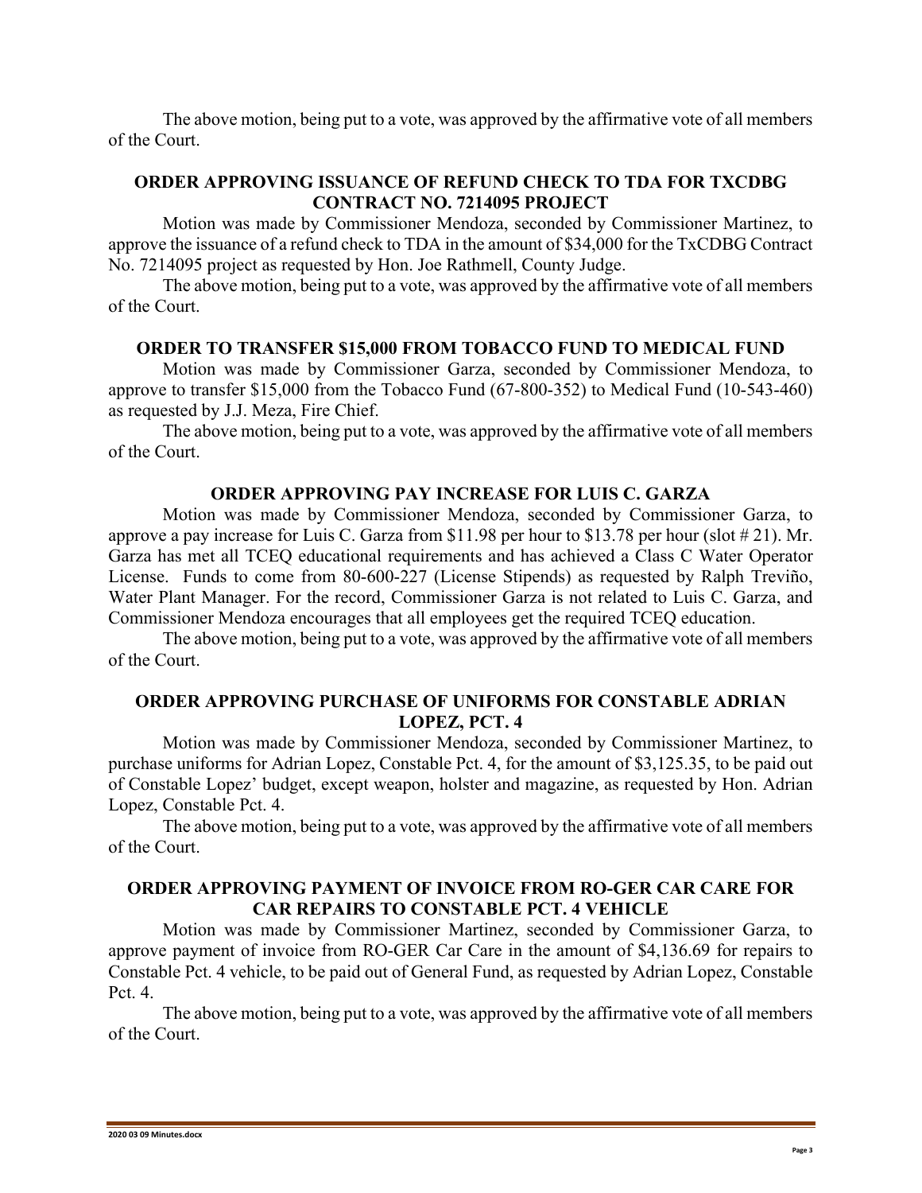The above motion, being put to a vote, was approved by the affirmative vote of all members of the Court.

**ORDER APPROVING ISSUANCE OF REFUND CHECK TO TDA FOR TXCDBG CONTRACT NO. 7214095 PROJECT**

Motion was made by Commissioner Mendoza, seconded by Commissioner Martinez, to approve the issuance of a refund check to TDA in the amount of $34,000 for the TxCDBG Contract No. 7214095 project as requested by Hon. Joe Rathmell, County Judge.

The above motion, being put to a vote, was approved by the affirmative vote of all members of the Court.

**ORDER TO TRANSFER $15,000 FROM TOBACCO FUND TO MEDICAL FUND**

Motion was made by Commissioner Garza, seconded by Commissioner Mendoza, to approve to transfer $15,000 from the Tobacco Fund (67-800-352) to Medical Fund (10-543-460) as requested by J.J. Meza, Fire Chief.

The above motion, being put to a vote, was approved by the affirmative vote of all members of the Court.

**ORDER APPROVING PAY INCREASE FOR LUIS C. GARZA**

Motion was made by Commissioner Mendoza, seconded by Commissioner Garza, to approve a pay increase for Luis C. Garza from $11.98 per hour to $13.78 per hour (slot # 21). Mr. Garza has met all TCEQ educational requirements and has achieved a Class C Water Operator License. Funds to come from 80-600-227 (License Stipends) as requested by Ralph Treviño, Water Plant Manager. For the record, Commissioner Garza is not related to Luis C. Garza, and Commissioner Mendoza encourages that all employees get the required TCEQ education.

The above motion, being put to a vote, was approved by the affirmative vote of all members of the Court.

**ORDER APPROVING PURCHASE OF UNIFORMS FOR CONSTABLE ADRIAN LOPEZ, PCT. 4**

Motion was made by Commissioner Mendoza, seconded by Commissioner Martinez, to purchase uniforms for Adrian Lopez, Constable Pct. 4, for the amount of $3,125.35, to be paid out of Constable Lopez' budget, except weapon, holster and magazine, as requested by Hon. Adrian Lopez, Constable Pct. 4.

The above motion, being put to a vote, was approved by the affirmative vote of all members of the Court.

**ORDER APPROVING PAYMENT OF INVOICE FROM RO-GER CAR CARE FOR CAR REPAIRS TO CONSTABLE PCT. 4 VEHICLE**

Motion was made by Commissioner Martinez, seconded by Commissioner Garza, to approve payment of invoice from RO-GER Car Care in the amount of $4,136.69 for repairs to Constable Pct. 4 vehicle, to be paid out of General Fund, as requested by Adrian Lopez, Constable Pct. 4.

The above motion, being put to a vote, was approved by the affirmative vote of all members of the Court.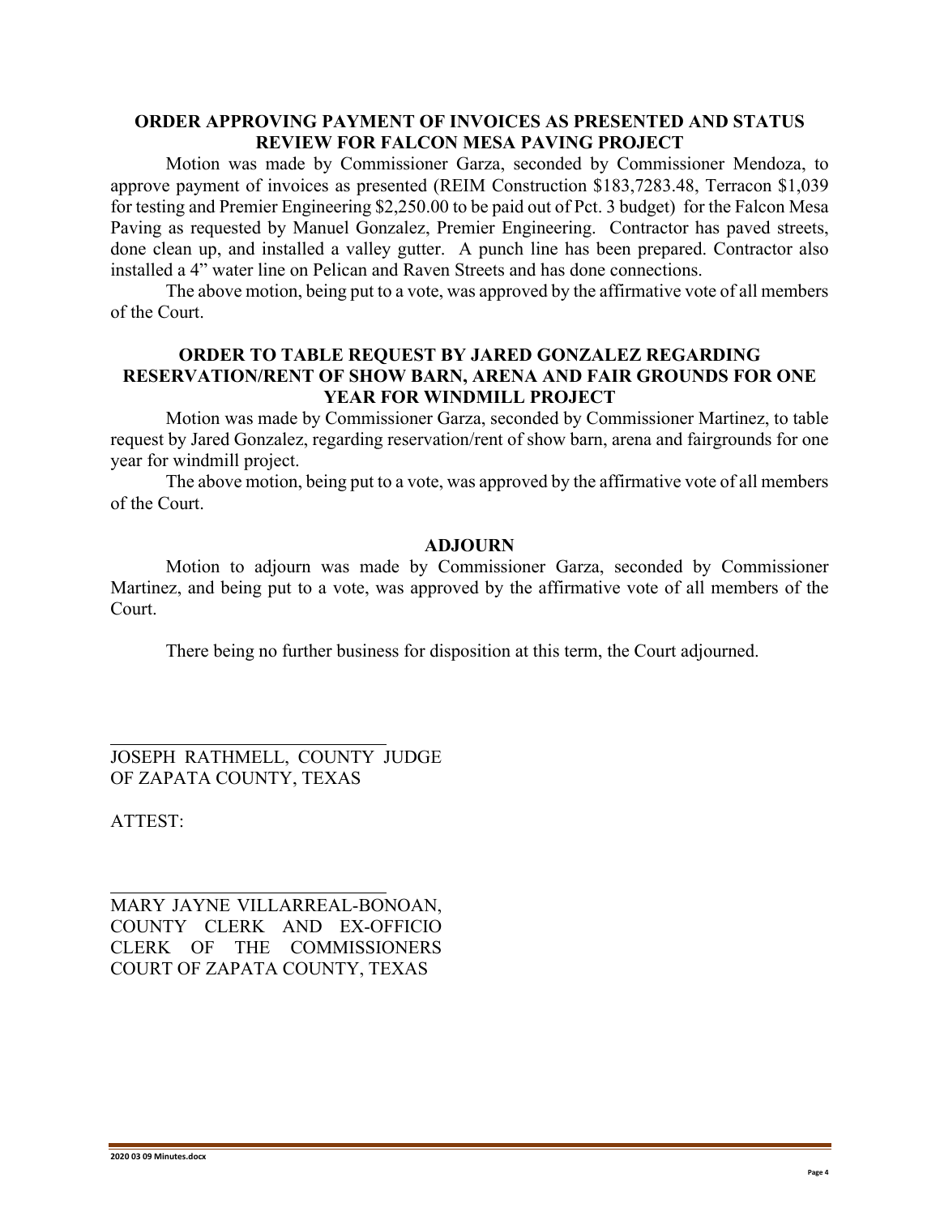**ORDER APPROVING PAYMENT OF INVOICES AS PRESENTED AND STATUS REVIEW FOR FALCON MESA PAVING PROJECT**

Motion was made by Commissioner Garza, seconded by Commissioner Mendoza, to approve payment of invoices as presented (REIM Construction $183,7283.48, Terracon $1,039 for testing and Premier Engineering $2,250.00 to be paid out of Pct. 3 budget) for the Falcon Mesa Paving as requested by Manuel Gonzalez, Premier Engineering. Contractor has paved streets, done clean up, and installed a valley gutter. A punch line has been prepared. Contractor also installed a 4" water line on Pelican and Raven Streets and has done connections.

The above motion, being put to a vote, was approved by the affirmative vote of all members of the Court.

**ORDER TO TABLE REQUEST BY JARED GONZALEZ REGARDING RESERVATION/RENT OF SHOW BARN, ARENA AND FAIR GROUNDS FOR ONE YEAR FOR WINDMILL PROJECT**

Motion was made by Commissioner Garza, seconded by Commissioner Martinez, to table request by Jared Gonzalez, regarding reservation/rent of show barn, arena and fairgrounds for one year for windmill project.

The above motion, being put to a vote, was approved by the affirmative vote of all members of the Court.

**ADJOURN**

Motion to adjourn was made by Commissioner Garza, seconded by Commissioner Martinez, and being put to a vote, was approved by the affirmative vote of all members of the Court.

There being no further business for disposition at this term, the Court adjourned.

\_\_\_\_\_\_\_\_\_\_\_\_\_\_\_\_\_\_\_\_\_\_\_\_\_\_\_\_\_\_

JOSEPH RATHMELL, COUNTY JUDGE
OF ZAPATA COUNTY, TEXAS

ATTEST:

\_\_\_\_\_\_\_\_\_\_\_\_\_\_\_\_\_\_\_\_\_\_\_\_\_\_\_\_\_\_

MARY JAYNE VILLARREAL-BONOAN,
COUNTY CLERK AND EX-OFFICIO
CLERK OF THE COMMISSIONERS
COURT OF ZAPATA COUNTY, TEXAS